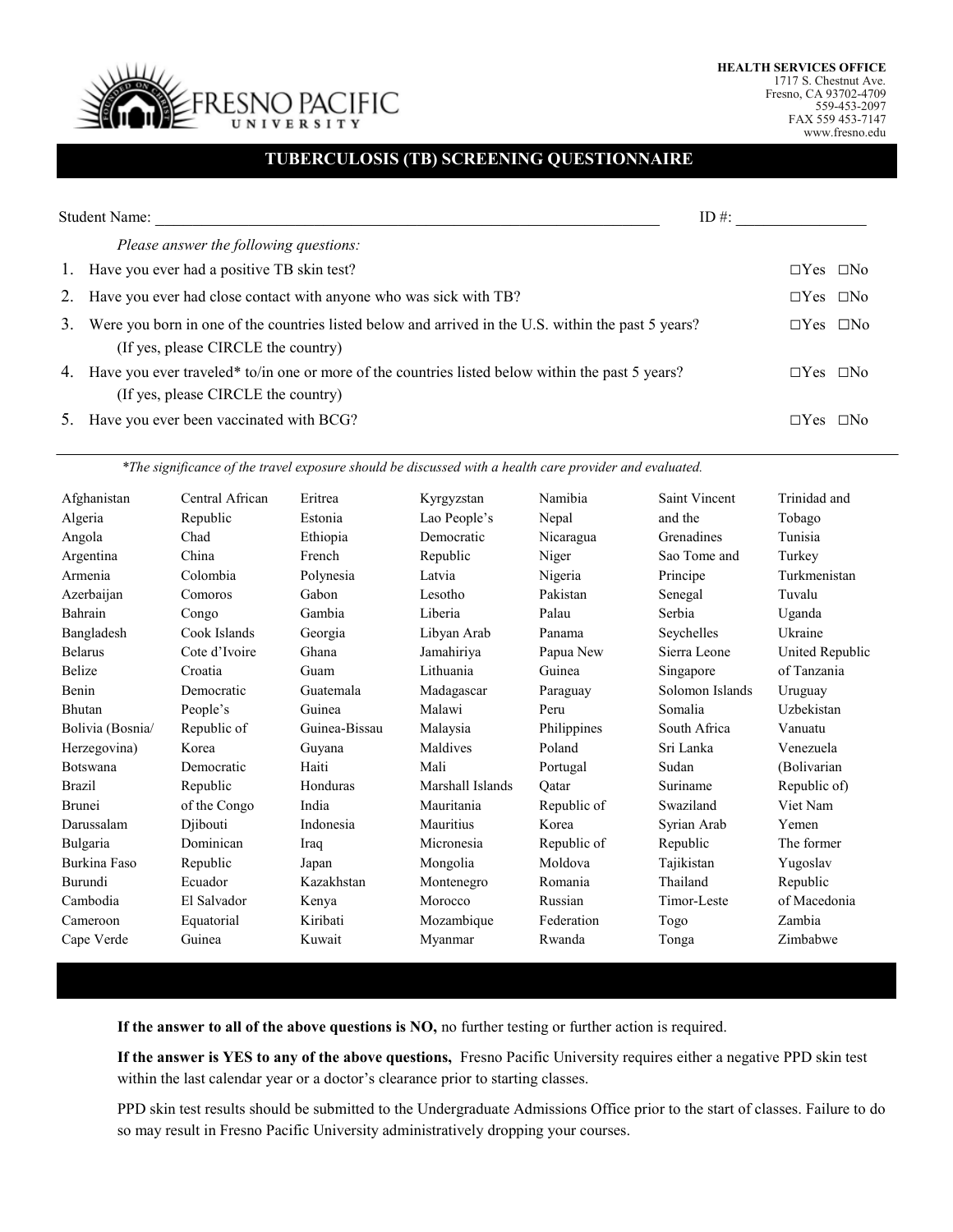**HEALTH SERVICES OFFICE**
1717 S. Chestnut Ave.
Fresno, CA 93702-4709
559-453-2097
FAX 559 453-7147
www.fresno.edu

FRESNO PACIFIC UNIVERSITY

# TUBERCULOSIS (TB) SCREENING QUESTIONNAIRE

Student Name: ______________________________________________ ID #: ________________

*Please answer the following questions:*

1. Have you ever had a positive TB skin test? ☐Yes ☐No
2. Have you ever had close contact with anyone who was sick with TB? ☐Yes ☐No
3. Were you born in one of the countries listed below and arrived in the U.S. within the past 5 years? (If yes, please CIRCLE the country) ☐Yes ☐No
4. Have you ever traveled* to/in one or more of the countries listed below within the past 5 years? (If yes, please CIRCLE the country) ☐Yes ☐No
5. Have you ever been vaccinated with BCG? ☐Yes ☐No

*\*The significance of the travel exposure should be discussed with a health care provider and evaluated.*

Afghanistan
Algeria
Angola
Argentina
Armenia
Azerbaijan
Bahrain
Bangladesh
Belarus
Belize
Benin
Bhutan
Bolivia (Bosnia/ Herzegovina)
Botswana
Brazil
Brunei Darussalam
Bulgaria
Burkina Faso
Burundi
Cambodia
Cameroon
Cape Verde
Central African Republic
Chad
China
Colombia
Comoros
Congo
Cook Islands
Cote d'Ivoire
Croatia
Democratic People's Republic of Korea
Democratic Republic of the Congo
Djibouti
Dominican Republic
Ecuador
El Salvador
Equatorial Guinea
Eritrea
Estonia
Ethiopia
French Polynesia
Gabon
Gambia
Georgia
Ghana
Guam
Guatemala
Guinea
Guinea-Bissau
Guyana
Haiti
Honduras
India
Indonesia
Iraq
Japan
Kazakhstan
Kenya
Kiribati
Kuwait
Kyrgyzstan
Lao People's Democratic Republic
Latvia
Lesotho
Liberia
Libyan Arab Jamahiriya
Lithuania
Madagascar
Malawi
Malaysia
Maldives
Mali
Marshall Islands
Mauritania
Mauritius
Micronesia
Mongolia
Montenegro
Morocco
Mozambique
Myanmar
Namibia
Nepal
Nicaragua
Niger
Nigeria
Pakistan
Palau
Panama
Papua New Guinea
Paraguay
Peru
Philippines
Poland
Portugal
Qatar
Republic of Korea
Republic of Moldova
Romania
Russian Federation
Rwanda
Saint Vincent and the Grenadines
Sao Tome and Principe
Senegal
Serbia
Seychelles
Sierra Leone
Singapore
Solomon Islands
Somalia
South Africa
Sri Lanka
Sudan
Suriname
Swaziland
Syrian Arab Republic
Tajikistan
Thailand
Timor-Leste
Togo
Tonga
Trinidad and Tobago
Tunisia
Turkey
Turkmenistan
Tuvalu
Uganda
Ukraine
United Republic of Tanzania
Uruguay
Uzbekistan
Vanuatu
Venezuela (Bolivarian Republic of)
Viet Nam
Yemen
The former Yugoslav Republic of Macedonia
Zambia
Zimbabwe

**If the answer to all of the above questions is NO,** no further testing or further action is required.

**If the answer is YES to any of the above questions,** Fresno Pacific University requires either a negative PPD skin test within the last calendar year or a doctor's clearance prior to starting classes.

PPD skin test results should be submitted to the Undergraduate Admissions Office prior to the start of classes. Failure to do so may result in Fresno Pacific University administratively dropping your courses.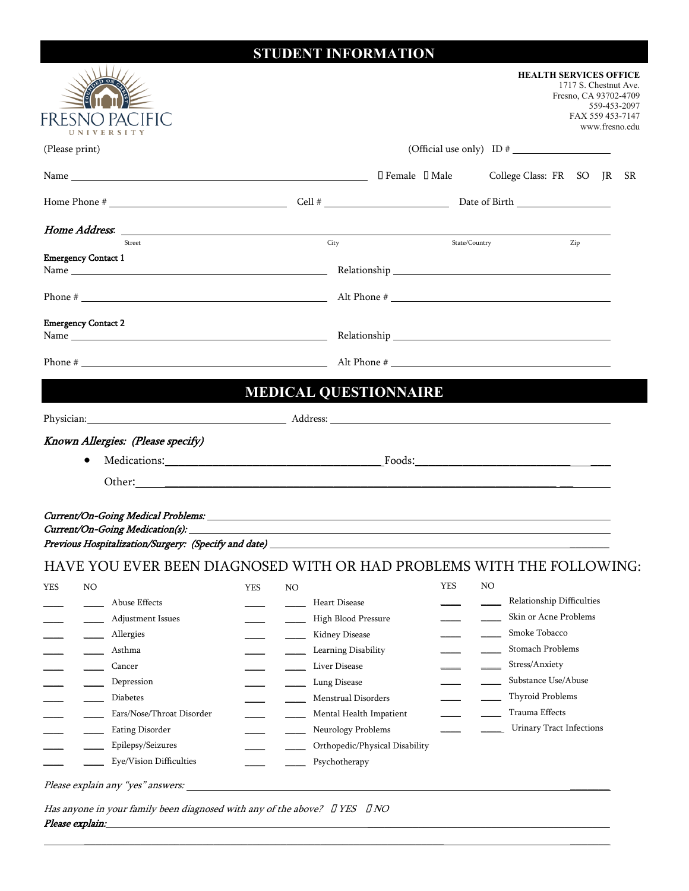# STUDENT INFORMATION

FRESNO PACIFIC UNIVERSITY

**HEALTH SERVICES OFFICE**
1717 S. Chestnut Ave.
Fresno, CA 93702-4709
559-453-2097
FAX 559 453-7147
www.fresno.edu

(Please print) (Official use only) ID # ____________

Name ______________________________ ☐ Female ☐ Male College Class: FR SO JR SR

Home Phone # ____________ Cell # ____________ Date of Birth ____________

*Home Address*: ______________________________
Street City State/Country Zip

**Emergency Contact 1**
Name ____________ Relationship ____________

Phone # ____________ Alt Phone # ____________

**Emergency Contact 2**
Name ____________ Relationship ____________

Phone # ____________ Alt Phone # ____________

# MEDICAL QUESTIONNAIRE

Physician: ____________ Address: ____________

*Known Allergies: (Please specify)*

- Medications: ____________ Foods: ____________

  Other: ______________________________

*Current/On-Going Medical Problems:* ______________________________
*Current/On-Going Medication(s):* ______________________________
*Previous Hospitalization/Surgery: (Specify and date)* ______________________________

## HAVE YOU EVER BEEN DIAGNOSED WITH OR HAD PROBLEMS WITH THE FOLLOWING:

| YES | NO | | YES | NO | | YES | NO | |
|---|---|---|---|---|---|---|---|---|
| ____ | ____ | Abuse Effects | ____ | ____ | Heart Disease | ____ | ____ | Relationship Difficulties |
| ____ | ____ | Adjustment Issues | ____ | ____ | High Blood Pressure | ____ | ____ | Skin or Acne Problems |
| ____ | ____ | Allergies | ____ | ____ | Kidney Disease | ____ | ____ | Smoke Tobacco |
| ____ | ____ | Asthma | ____ | ____ | Learning Disability | ____ | ____ | Stomach Problems |
| ____ | ____ | Cancer | ____ | ____ | Liver Disease | ____ | ____ | Stress/Anxiety |
| ____ | ____ | Depression | ____ | ____ | Lung Disease | ____ | ____ | Substance Use/Abuse |
| ____ | ____ | Diabetes | ____ | ____ | Menstrual Disorders | ____ | ____ | Thyroid Problems |
| ____ | ____ | Ears/Nose/Throat Disorder | ____ | ____ | Mental Health Impatient | ____ | ____ | Trauma Effects |
| ____ | ____ | Eating Disorder | ____ | ____ | Neurology Problems | ____ | ____ | Urinary Tract Infections |
| ____ | ____ | Epilepsy/Seizures | ____ | ____ | Orthopedic/Physical Disability | | | |
| ____ | ____ | Eye/Vision Difficulties | ____ | ____ | Psychotherapy | | | |

*Please explain any "yes" answers:* ______________________________

*Has anyone in your family been diagnosed with any of the above?* ☐ YES ☐ NO
***Please explain:*** ______________________________
______________________________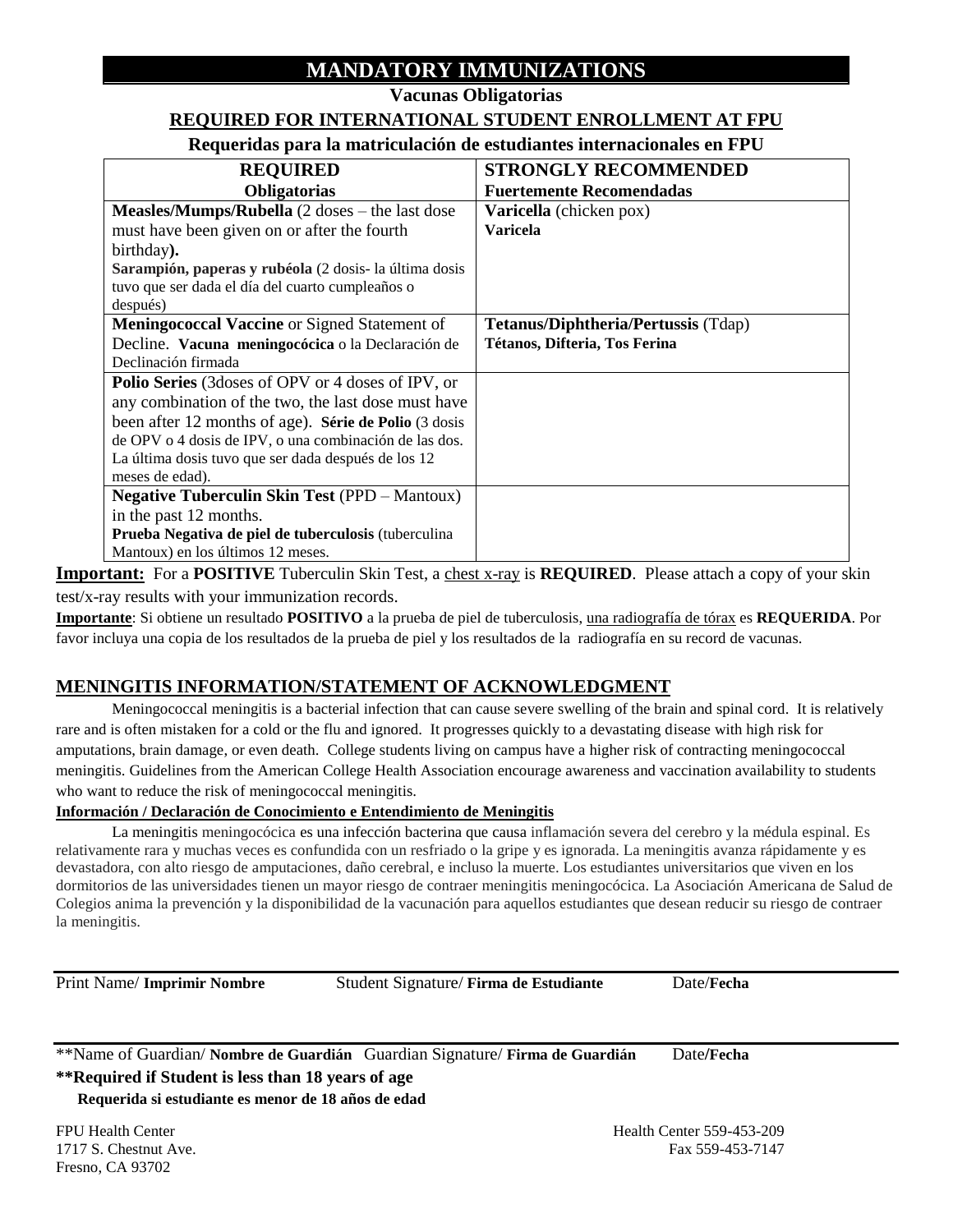# MANDATORY IMMUNIZATIONS

**Vacunas Obligatorias**

**REQUIRED FOR INTERNATIONAL STUDENT ENROLLMENT AT FPU**

**Requeridas para la matriculación de estudiantes internacionales en FPU**

| **REQUIRED** **Obligatorias** | **STRONGLY RECOMMENDED** **Fuertemente Recomendadas** |
|---|---|
| **Measles/Mumps/Rubella** (2 doses – the last dose must have been given on or after the fourth birthday**).** **Sarampión, paperas y rubéola** (2 dosis- la última dosis tuvo que ser dada el día del cuarto cumpleaños o después) | **Varicella** (chicken pox) **Varicela** |
| **Meningococcal Vaccine** or Signed Statement of Decline. **Vacuna meningocócica** o la Declaración de Declinación firmada | **Tetanus/Diphtheria/Pertussis** (Tdap) **Tétanos, Difteria, Tos Ferina** |
| **Polio Series** (3doses of OPV or 4 doses of IPV, or any combination of the two, the last dose must have been after 12 months of age). **Série de Polio** (3 dosis de OPV o 4 dosis de IPV, o una combinación de las dos. La última dosis tuvo que ser dada después de los 12 meses de edad). | |
| **Negative Tuberculin Skin Test** (PPD – Mantoux) in the past 12 months. **Prueba Negativa de piel de tuberculosis** (tuberculina Mantoux) en los últimos 12 meses. | |

**Important:** For a **POSITIVE** Tuberculin Skin Test, a chest x-ray is **REQUIRED**. Please attach a copy of your skin test/x-ray results with your immunization records.

**Importante**: Si obtiene un resultado **POSITIVO** a la prueba de piel de tuberculosis, una radiografía de tórax es **REQUERIDA**. Por favor incluya una copia de los resultados de la prueba de piel y los resultados de la radiografía en su record de vacunas.

## MENINGITIS INFORMATION/STATEMENT OF ACKNOWLEDGMENT

Meningococcal meningitis is a bacterial infection that can cause severe swelling of the brain and spinal cord. It is relatively rare and is often mistaken for a cold or the flu and ignored. It progresses quickly to a devastating disease with high risk for amputations, brain damage, or even death. College students living on campus have a higher risk of contracting meningococcal meningitis. Guidelines from the American College Health Association encourage awareness and vaccination availability to students who want to reduce the risk of meningococcal meningitis.

**Información / Declaración de Conocimiento e Entendimiento de Meningitis**

La meningitis meningocócica es una infección bacterina que causa inflamación severa del cerebro y la médula espinal. Es relativamente rara y muchas veces es confundida con un resfriado o la gripe y es ignorada. La meningitis avanza rápidamente y es devastadora, con alto riesgo de amputaciones, daño cerebral, e incluso la muerte. Los estudiantes universitarios que viven en los dormitorios de las universidades tienen un mayor riesgo de contraer meningitis meningocócica. La Asociación Americana de Salud de Colegios anima la prevención y la disponibilidad de la vacunación para aquellos estudiantes que desean reducir su riesgo de contraer la meningitis.

Print Name/ **Imprimir Nombre** Student Signature/ **Firma de Estudiante** Date/**Fecha**

**Name of Guardian/ **Nombre de Guardián** Guardian Signature/ **Firma de Guardián** Date/**Fecha**

****Required if Student is less than 18 years of age**

**Requerida si estudiante es menor de 18 años de edad**

FPU Health Center
1717 S. Chestnut Ave.
Fresno, CA 93702

Health Center 559-453-209
Fax 559-453-7147